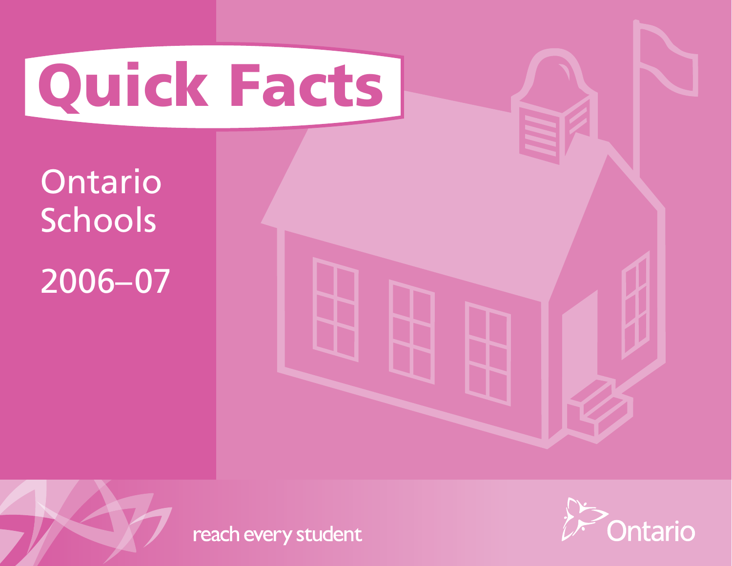# Quick Facts

## Ontario Schools

## 2006–07

reach every student

Ontario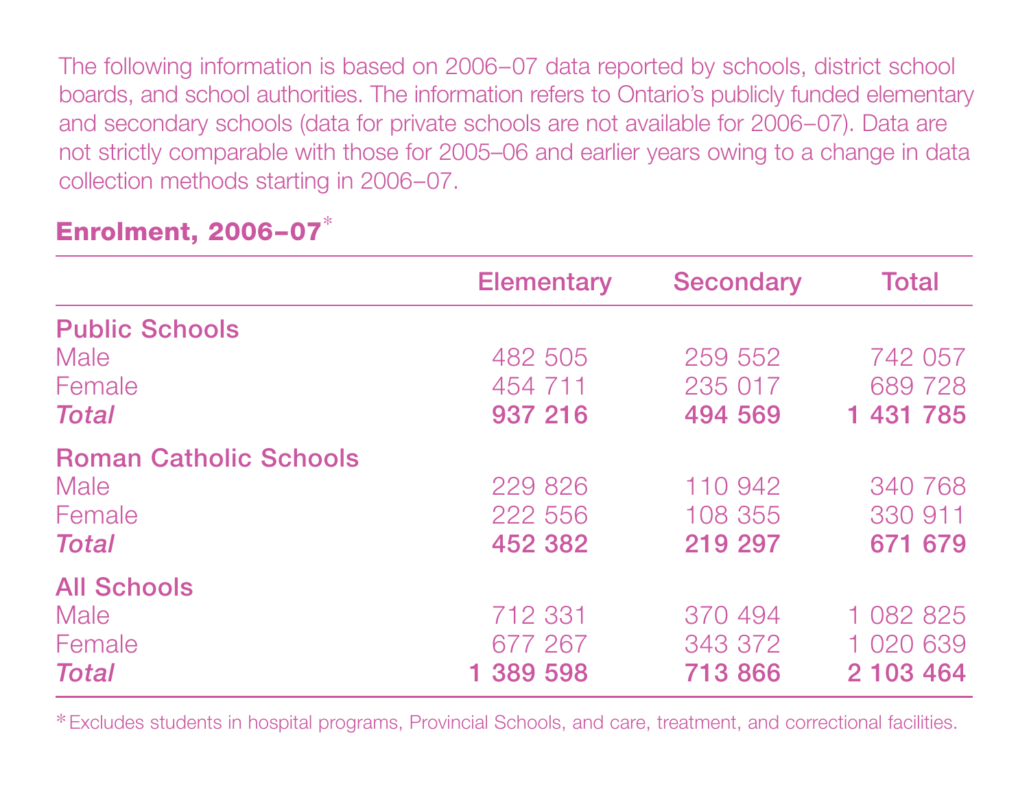The following information is based on 2006–07 data reported by schools, district school boards, and school authorities. The information refers to Ontario's publicly funded elementary and secondary schools (data for private schools are not available for 2006–07). Data are not strictly comparable with those for 2005–06 and earlier years owing to a change in data collection methods starting in 2006–07.

## Enrolment, 2006–07*

| | Elementary | Secondary | Total |
|---|---|---|---|
| **Public Schools** | | | |
| Male | 482 505 | 259 552 | 742 057 |
| Female | 454 711 | 235 017 | 689 728 |
| ***Total*** | **937 216** | **494 569** | **1 431 785** |
| **Roman Catholic Schools** | | | |
| Male | 229 826 | 110 942 | 340 768 |
| Female | 222 556 | 108 355 | 330 911 |
| ***Total*** | **452 382** | **219 297** | **671 679** |
| **All Schools** | | | |
| Male | 712 331 | 370 494 | 1 082 825 |
| Female | 677 267 | 343 372 | 1 020 639 |
| ***Total*** | **1 389 598** | **713 866** | **2 103 464** |

*Excludes students in hospital programs, Provincial Schools, and care, treatment, and correctional facilities.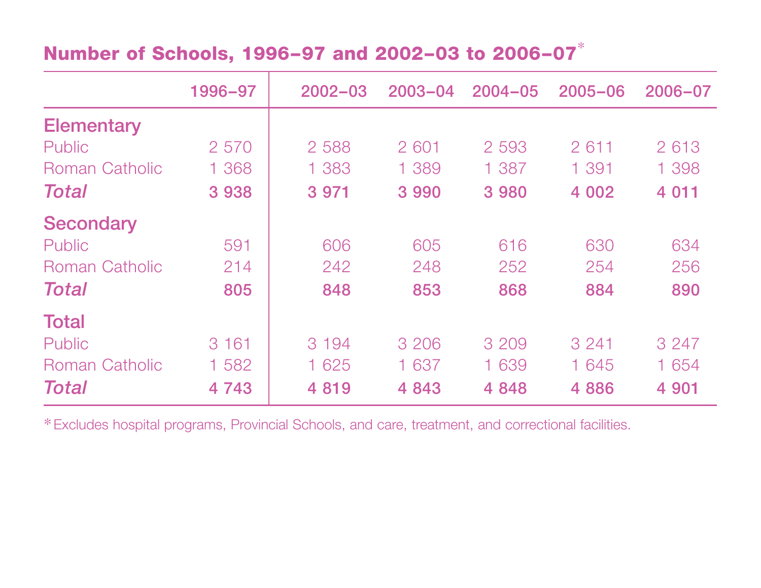## Number of Schools, 1996–97 and 2002–03 to 2006–07*

| | 1996–97 | 2002–03 | 2003–04 | 2004–05 | 2005–06 | 2006–07 |
|---|---|---|---|---|---|---|
| **Elementary** | | | | | | |
| Public | 2 570 | 2 588 | 2 601 | 2 593 | 2 611 | 2 613 |
| Roman Catholic | 1 368 | 1 383 | 1 389 | 1 387 | 1 391 | 1 398 |
| ***Total*** | **3 938** | **3 971** | **3 990** | **3 980** | **4 002** | **4 011** |
| **Secondary** | | | | | | |
| Public | 591 | 606 | 605 | 616 | 630 | 634 |
| Roman Catholic | 214 | 242 | 248 | 252 | 254 | 256 |
| ***Total*** | **805** | **848** | **853** | **868** | **884** | **890** |
| **Total** | | | | | | |
| Public | 3 161 | 3 194 | 3 206 | 3 209 | 3 241 | 3 247 |
| Roman Catholic | 1 582 | 1 625 | 1 637 | 1 639 | 1 645 | 1 654 |
| ***Total*** | **4 743** | **4 819** | **4 843** | **4 848** | **4 886** | **4 901** |

* Excludes hospital programs, Provincial Schools, and care, treatment, and correctional facilities.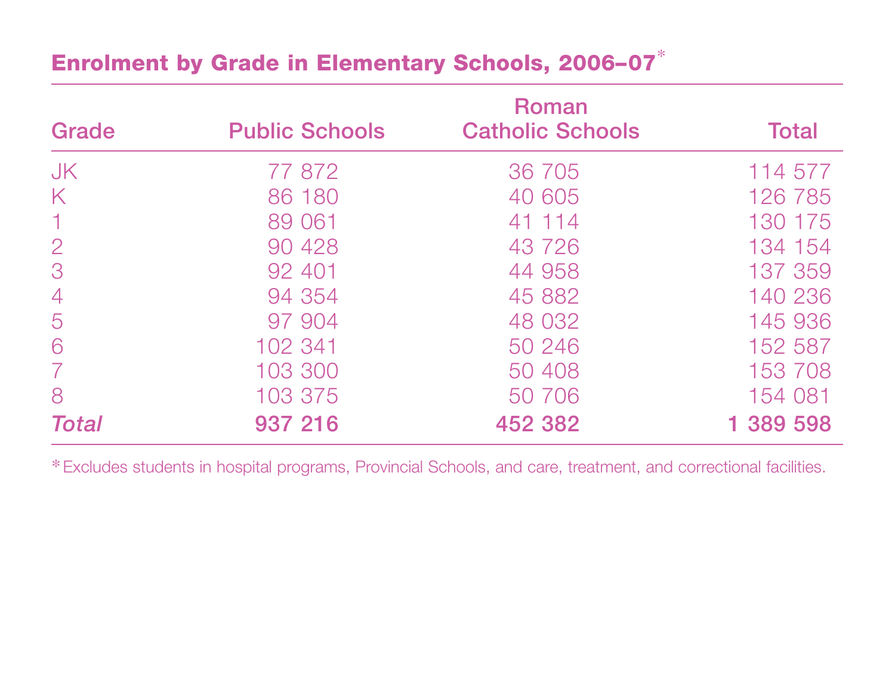## Enrolment by Grade in Elementary Schools, 2006–07*

| Grade | Public Schools | Roman Catholic Schools | Total |
|---|---|---|---|
| JK | 77 872 | 36 705 | 114 577 |
| K | 86 180 | 40 605 | 126 785 |
| 1 | 89 061 | 41 114 | 130 175 |
| 2 | 90 428 | 43 726 | 134 154 |
| 3 | 92 401 | 44 958 | 137 359 |
| 4 | 94 354 | 45 882 | 140 236 |
| 5 | 97 904 | 48 032 | 145 936 |
| 6 | 102 341 | 50 246 | 152 587 |
| 7 | 103 300 | 50 408 | 153 708 |
| 8 | 103 375 | 50 706 | 154 081 |
| ***Total*** | **937 216** | **452 382** | **1 389 598** |

*Excludes students in hospital programs, Provincial Schools, and care, treatment, and correctional facilities.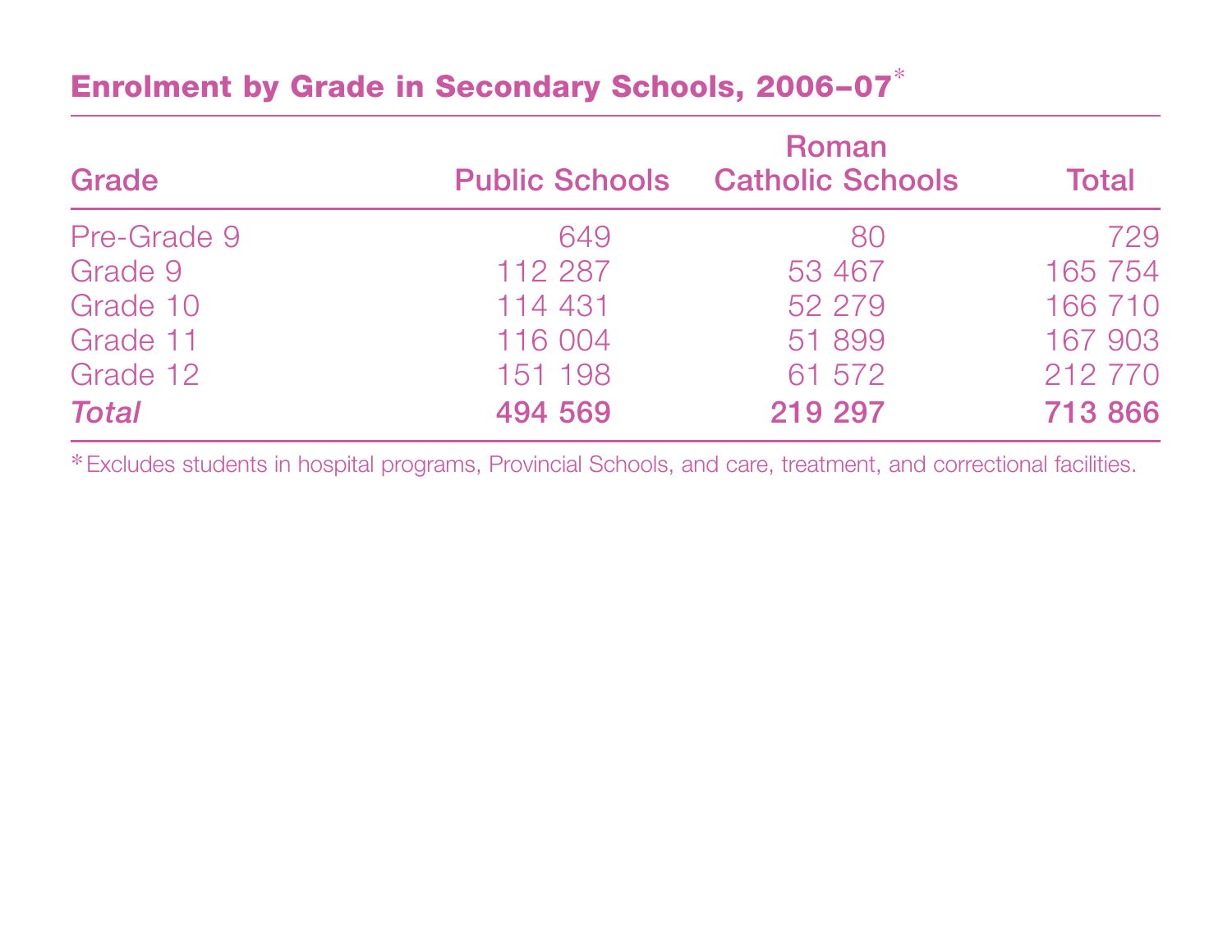## Enrolment by Grade in Secondary Schools, 2006–07*

| Grade | Public Schools | Roman Catholic Schools | Total |
|---|---|---|---|
| Pre-Grade 9 | 649 | 80 | 729 |
| Grade 9 | 112 287 | 53 467 | 165 754 |
| Grade 10 | 114 431 | 52 279 | 166 710 |
| Grade 11 | 116 004 | 51 899 | 167 903 |
| Grade 12 | 151 198 | 61 572 | 212 770 |
| ***Total*** | **494 569** | **219 297** | **713 866** |

*Excludes students in hospital programs, Provincial Schools, and care, treatment, and correctional facilities.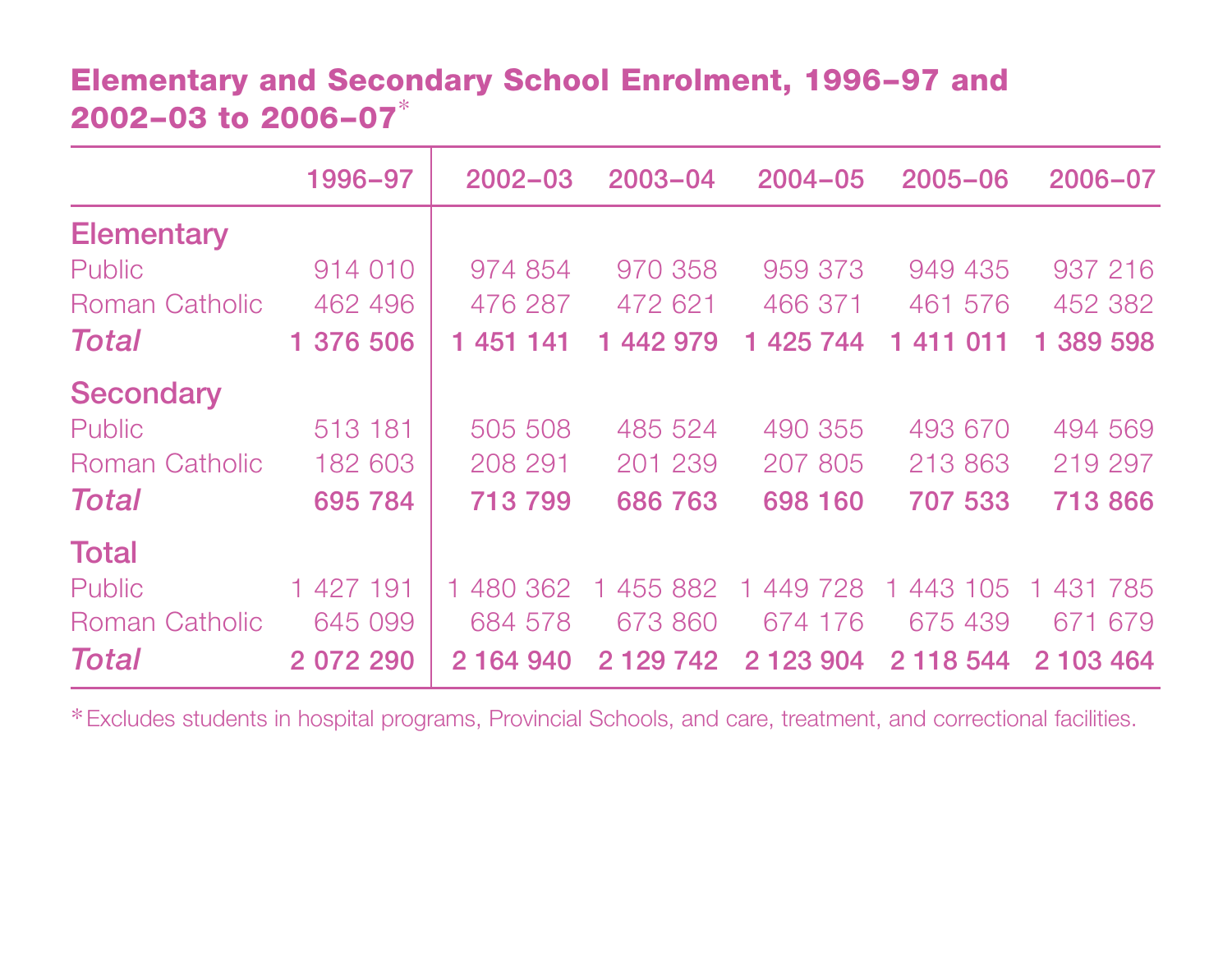## Elementary and Secondary School Enrolment, 1996–97 and 2002–03 to 2006–07*

| | 1996–97 | 2002–03 | 2003–04 | 2004–05 | 2005–06 | 2006–07 |
|---|---|---|---|---|---|---|
| **Elementary** | | | | | | |
| Public | 914 010 | 974 854 | 970 358 | 959 373 | 949 435 | 937 216 |
| Roman Catholic | 462 496 | 476 287 | 472 621 | 466 371 | 461 576 | 452 382 |
| ***Total*** | **1 376 506** | **1 451 141** | **1 442 979** | **1 425 744** | **1 411 011** | **1 389 598** |
| **Secondary** | | | | | | |
| Public | 513 181 | 505 508 | 485 524 | 490 355 | 493 670 | 494 569 |
| Roman Catholic | 182 603 | 208 291 | 201 239 | 207 805 | 213 863 | 219 297 |
| ***Total*** | **695 784** | **713 799** | **686 763** | **698 160** | **707 533** | **713 866** |
| **Total** | | | | | | |
| Public | 1 427 191 | 1 480 362 | 1 455 882 | 1 449 728 | 1 443 105 | 1 431 785 |
| Roman Catholic | 645 099 | 684 578 | 673 860 | 674 176 | 675 439 | 671 679 |
| ***Total*** | **2 072 290** | **2 164 940** | **2 129 742** | **2 123 904** | **2 118 544** | **2 103 464** |

*Excludes students in hospital programs, Provincial Schools, and care, treatment, and correctional facilities.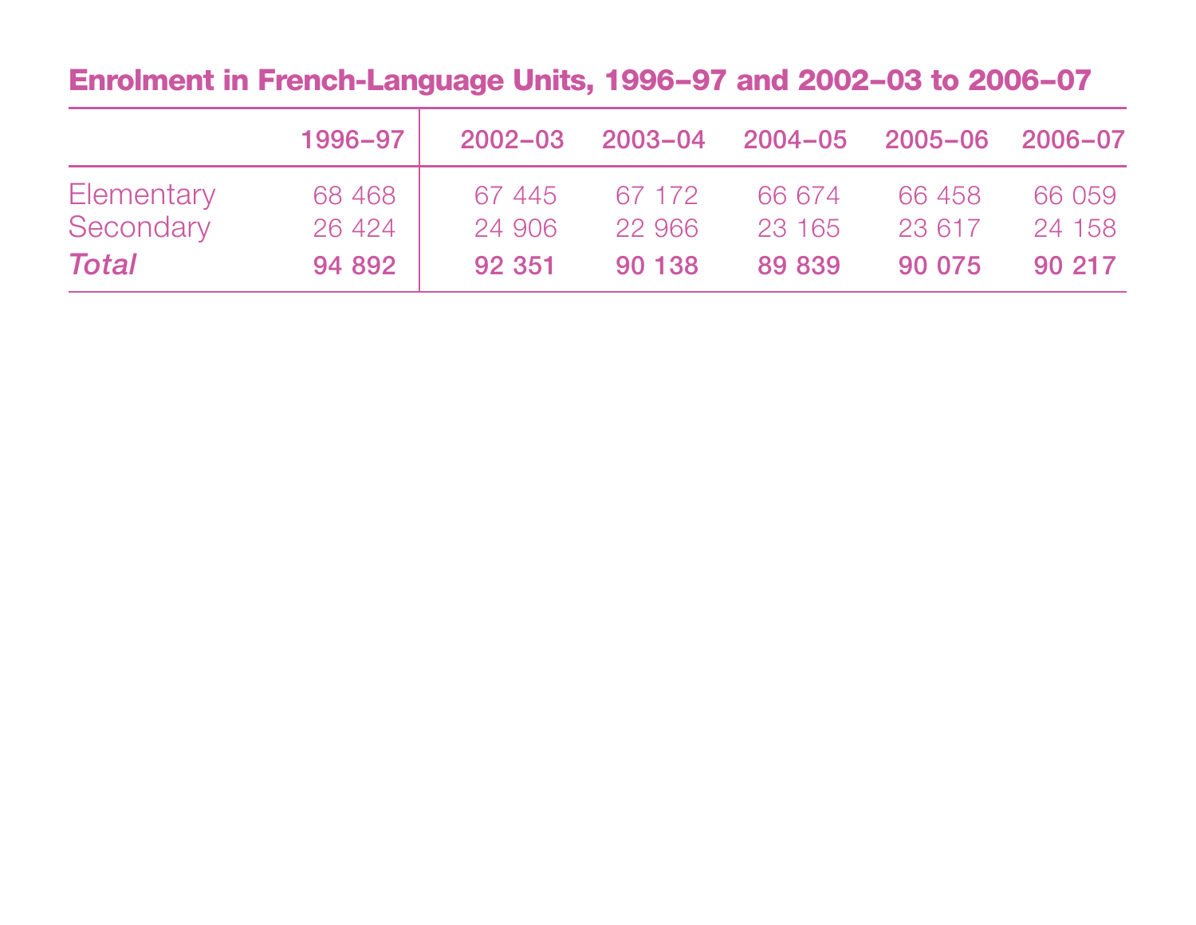## Enrolment in French-Language Units, 1996–97 and 2002–03 to 2006–07

| | 1996–97 | 2002–03 | 2003–04 | 2004–05 | 2005–06 | 2006–07 |
|---|---|---|---|---|---|---|
| Elementary | 68 468 | 67 445 | 67 172 | 66 674 | 66 458 | 66 059 |
| Secondary | 26 424 | 24 906 | 22 966 | 23 165 | 23 617 | 24 158 |
| ***Total*** | **94 892** | **92 351** | **90 138** | **89 839** | **90 075** | **90 217** |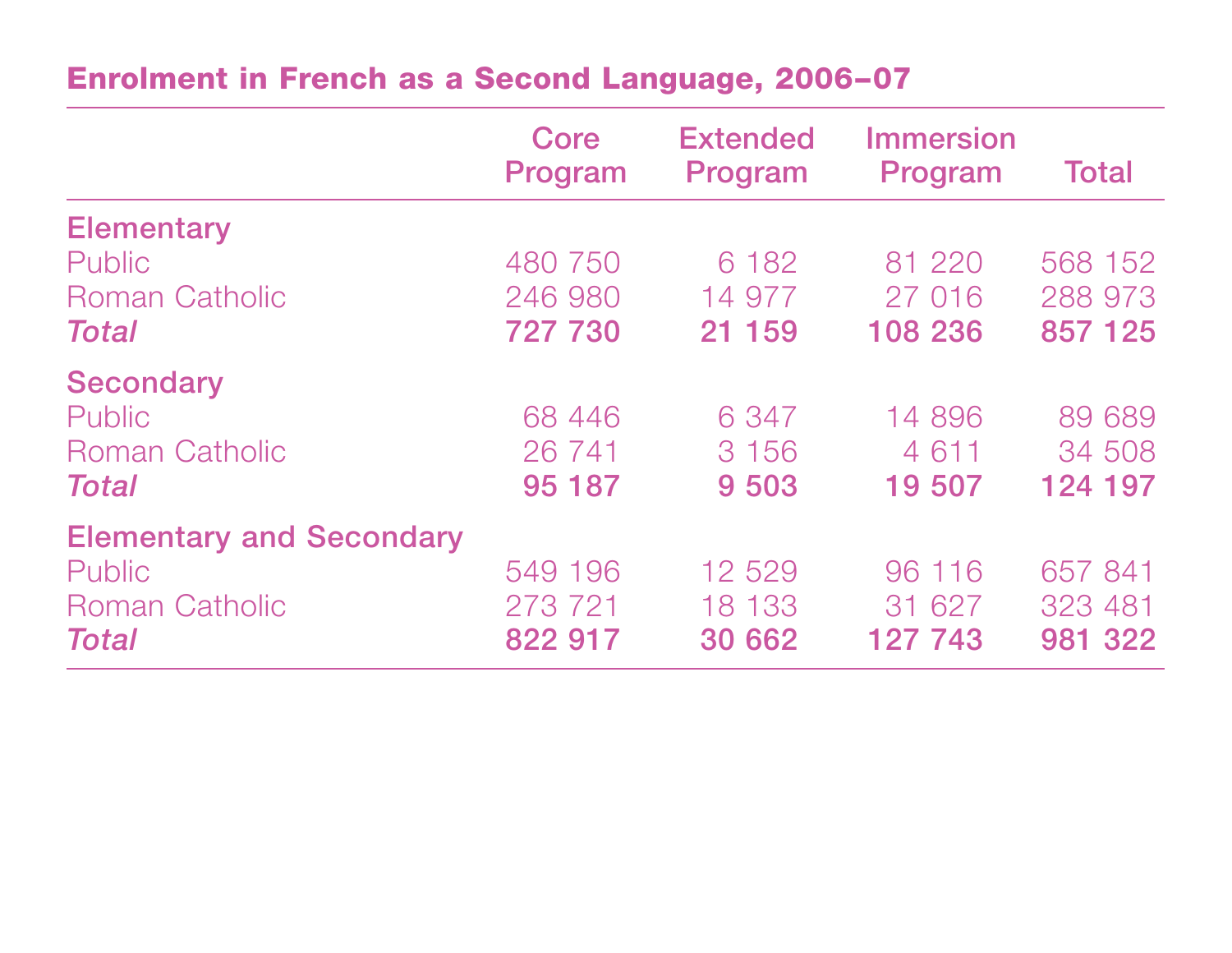## Enrolment in French as a Second Language, 2006–07

| | Core Program | Extended Program | Immersion Program | Total |
|---|---|---|---|---|
| **Elementary** | | | | |
| Public | 480 750 | 6 182 | 81 220 | 568 152 |
| Roman Catholic | 246 980 | 14 977 | 27 016 | 288 973 |
| ***Total*** | **727 730** | **21 159** | **108 236** | **857 125** |
| **Secondary** | | | | |
| Public | 68 446 | 6 347 | 14 896 | 89 689 |
| Roman Catholic | 26 741 | 3 156 | 4 611 | 34 508 |
| ***Total*** | **95 187** | **9 503** | **19 507** | **124 197** |
| **Elementary and Secondary** | | | | |
| Public | 549 196 | 12 529 | 96 116 | 657 841 |
| Roman Catholic | 273 721 | 18 133 | 31 627 | 323 481 |
| ***Total*** | **822 917** | **30 662** | **127 743** | **981 322** |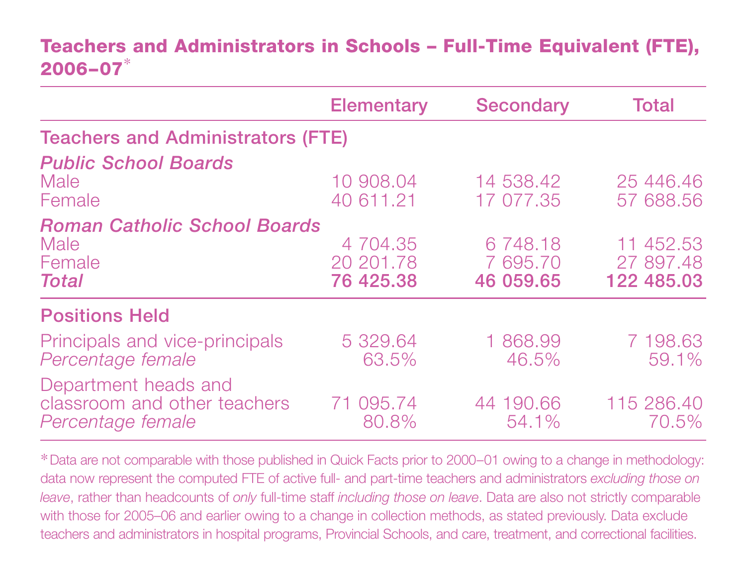## Teachers and Administrators in Schools – Full-Time Equivalent (FTE), 2006–07*

| | Elementary | Secondary | Total |
|---|---|---|---|
| **Teachers and Administrators (FTE)** | | | |
| ***Public School Boards*** | | | |
| Male | 10 908.04 | 14 538.42 | 25 446.46 |
| Female | 40 611.21 | 17 077.35 | 57 688.56 |
| ***Roman Catholic School Boards*** | | | |
| Male | 4 704.35 | 6 748.18 | 11 452.53 |
| Female | 20 201.78 | 7 695.70 | 27 897.48 |
| ***Total*** | **76 425.38** | **46 059.65** | **122 485.03** |
| **Positions Held** | | | |
| Principals and vice-principals | 5 329.64 | 1 868.99 | 7 198.63 |
| *Percentage female* | 63.5% | 46.5% | 59.1% |
| Department heads and classroom and other teachers | 71 095.74 | 44 190.66 | 115 286.40 |
| *Percentage female* | 80.8% | 54.1% | 70.5% |

*Data are not comparable with those published in Quick Facts prior to 2000–01 owing to a change in methodology: data now represent the computed FTE of active full- and part-time teachers and administrators *excluding those on leave*, rather than headcounts of *only* full-time staff *including those on leave*. Data are also not strictly comparable with those for 2005–06 and earlier owing to a change in collection methods, as stated previously. Data exclude teachers and administrators in hospital programs, Provincial Schools, and care, treatment, and correctional facilities.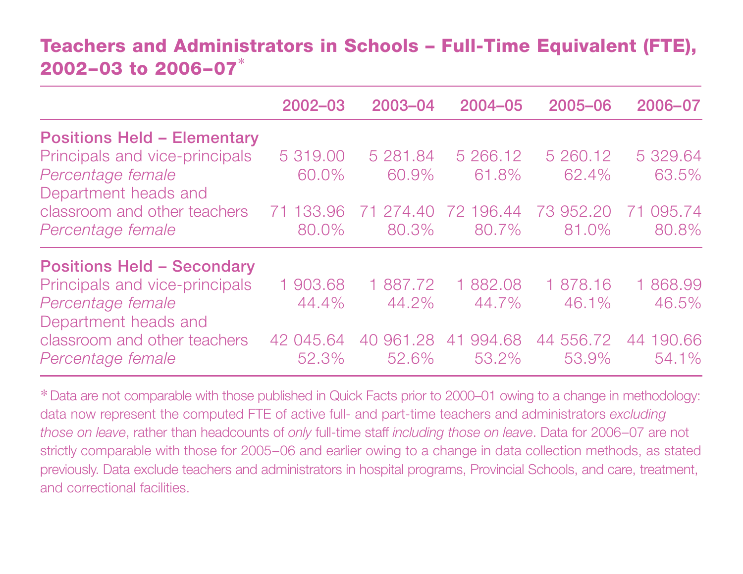## Teachers and Administrators in Schools – Full-Time Equivalent (FTE), 2002–03 to 2006–07*

| | 2002–03 | 2003–04 | 2004–05 | 2005–06 | 2006–07 |
|---|---|---|---|---|---|
| **Positions Held – Elementary** | | | | | |
| Principals and vice-principals | 5 319.00 | 5 281.84 | 5 266.12 | 5 260.12 | 5 329.64 |
| *Percentage female* | 60.0% | 60.9% | 61.8% | 62.4% | 63.5% |
| Department heads and classroom and other teachers | 71 133.96 | 71 274.40 | 72 196.44 | 73 952.20 | 71 095.74 |
| *Percentage female* | 80.0% | 80.3% | 80.7% | 81.0% | 80.8% |
| **Positions Held – Secondary** | | | | | |
| Principals and vice-principals | 1 903.68 | 1 887.72 | 1 882.08 | 1 878.16 | 1 868.99 |
| *Percentage female* | 44.4% | 44.2% | 44.7% | 46.1% | 46.5% |
| Department heads and classroom and other teachers | 42 045.64 | 40 961.28 | 41 994.68 | 44 556.72 | 44 190.66 |
| *Percentage female* | 52.3% | 52.6% | 53.2% | 53.9% | 54.1% |

* Data are not comparable with those published in Quick Facts prior to 2000–01 owing to a change in methodology: data now represent the computed FTE of active full- and part-time teachers and administrators *excluding those on leave*, rather than headcounts of *only* full-time staff *including those on leave*. Data for 2006–07 are not strictly comparable with those for 2005–06 and earlier owing to a change in data collection methods, as stated previously. Data exclude teachers and administrators in hospital programs, Provincial Schools, and care, treatment, and correctional facilities.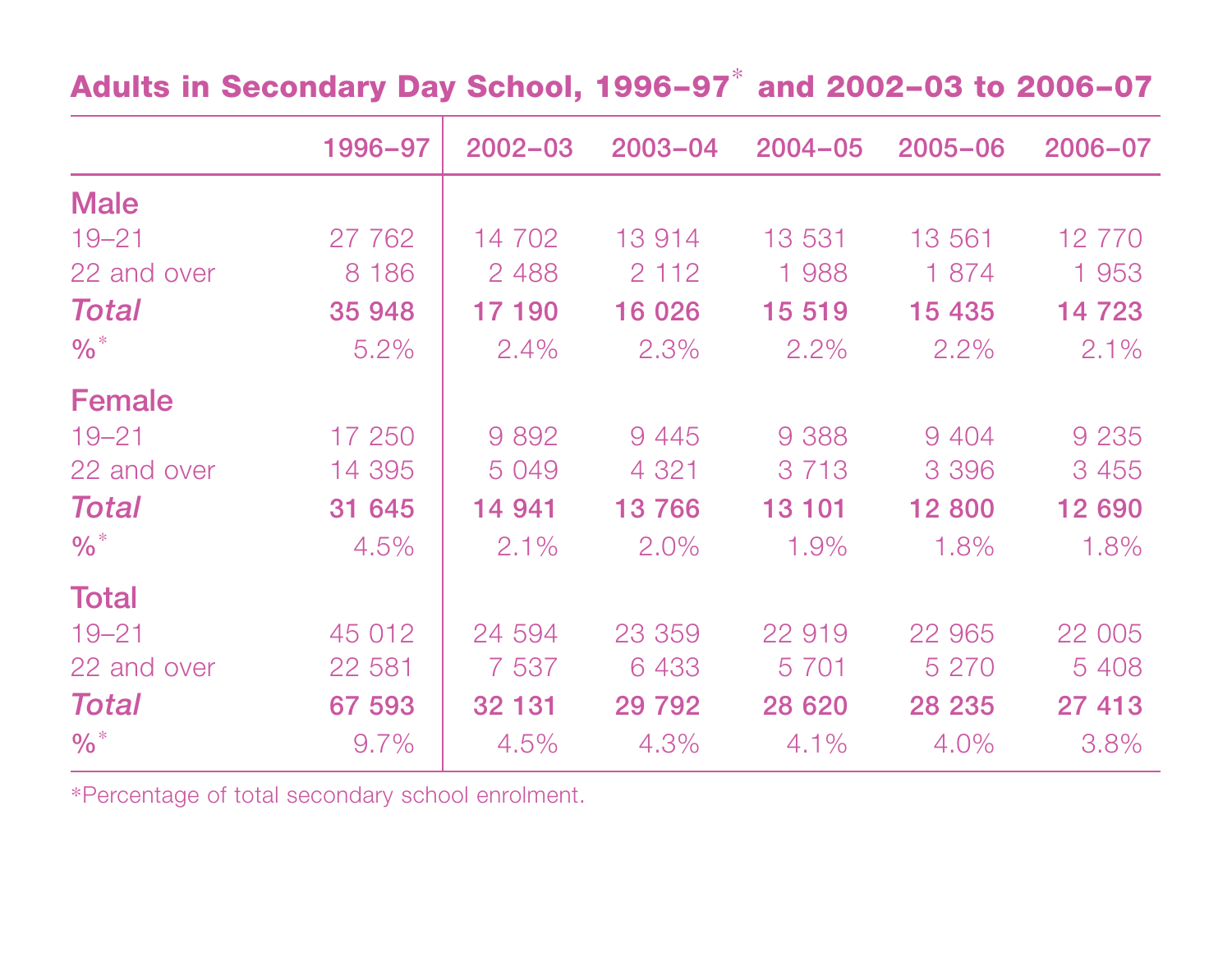## Adults in Secondary Day School, 1996–97* and 2002–03 to 2006–07

| | 1996–97 | 2002–03 | 2003–04 | 2004–05 | 2005–06 | 2006–07 |
|---|---|---|---|---|---|---|
| **Male** | | | | | | |
| 19–21 | 27 762 | 14 702 | 13 914 | 13 531 | 13 561 | 12 770 |
| 22 and over | 8 186 | 2 488 | 2 112 | 1 988 | 1 874 | 1 953 |
| ***Total*** | **35 948** | **17 190** | **16 026** | **15 519** | **15 435** | **14 723** |
| **%*** | 5.2% | 2.4% | 2.3% | 2.2% | 2.2% | 2.1% |
| **Female** | | | | | | |
| 19–21 | 17 250 | 9 892 | 9 445 | 9 388 | 9 404 | 9 235 |
| 22 and over | 14 395 | 5 049 | 4 321 | 3 713 | 3 396 | 3 455 |
| ***Total*** | **31 645** | **14 941** | **13 766** | **13 101** | **12 800** | **12 690** |
| **%*** | 4.5% | 2.1% | 2.0% | 1.9% | 1.8% | 1.8% |
| **Total** | | | | | | |
| 19–21 | 45 012 | 24 594 | 23 359 | 22 919 | 22 965 | 22 005 |
| 22 and over | 22 581 | 7 537 | 6 433 | 5 701 | 5 270 | 5 408 |
| ***Total*** | **67 593** | **32 131** | **29 792** | **28 620** | **28 235** | **27 413** |
| **%*** | 9.7% | 4.5% | 4.3% | 4.1% | 4.0% | 3.8% |

*Percentage of total secondary school enrolment.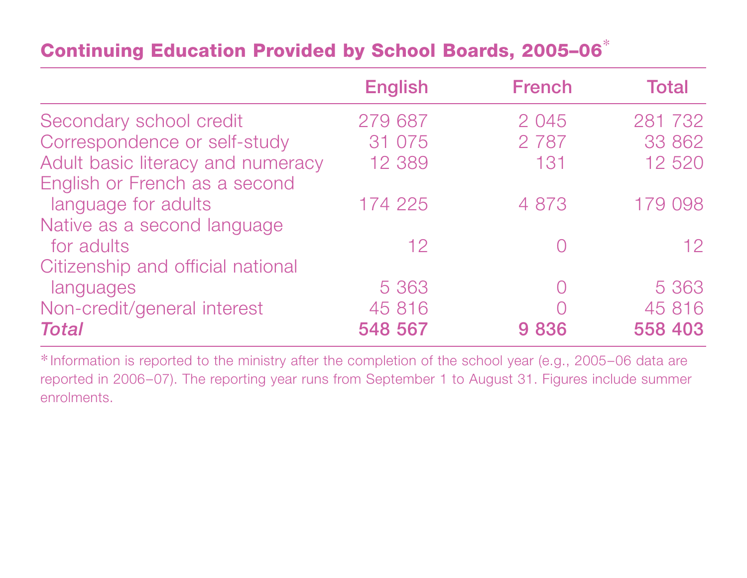## Continuing Education Provided by School Boards, 2005–06*

| | English | French | Total |
|---|---|---|---|
| Secondary school credit | 279 687 | 2 045 | 281 732 |
| Correspondence or self-study | 31 075 | 2 787 | 33 862 |
| Adult basic literacy and numeracy | 12 389 | 131 | 12 520 |
| English or French as a second language for adults | 174 225 | 4 873 | 179 098 |
| Native as a second language for adults | 12 | 0 | 12 |
| Citizenship and official national languages | 5 363 | 0 | 5 363 |
| Non-credit/general interest | 45 816 | 0 | 45 816 |
| ***Total*** | **548 567** | **9 836** | **558 403** |

*Information is reported to the ministry after the completion of the school year (e.g., 2005–06 data are reported in 2006–07). The reporting year runs from September 1 to August 31. Figures include summer enrolments.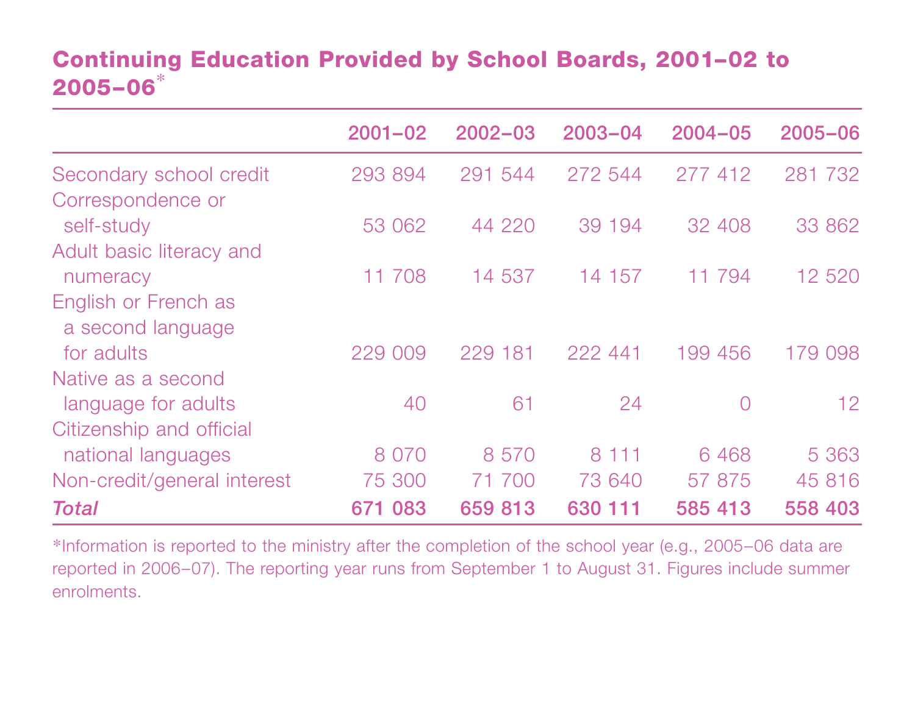## Continuing Education Provided by School Boards, 2001–02 to 2005–06*

| | 2001–02 | 2002–03 | 2003–04 | 2004–05 | 2005–06 |
|---|---|---|---|---|---|
| Secondary school credit | 293 894 | 291 544 | 272 544 | 277 412 | 281 732 |
| Correspondence or self-study | 53 062 | 44 220 | 39 194 | 32 408 | 33 862 |
| Adult basic literacy and numeracy | 11 708 | 14 537 | 14 157 | 11 794 | 12 520 |
| English or French as a second language for adults | 229 009 | 229 181 | 222 441 | 199 456 | 179 098 |
| Native as a second language for adults | 40 | 61 | 24 | 0 | 12 |
| Citizenship and official national languages | 8 070 | 8 570 | 8 111 | 6 468 | 5 363 |
| Non-credit/general interest | 75 300 | 71 700 | 73 640 | 57 875 | 45 816 |
| ***Total*** | **671 083** | **659 813** | **630 111** | **585 413** | **558 403** |

*Information is reported to the ministry after the completion of the school year (e.g., 2005–06 data are reported in 2006–07). The reporting year runs from September 1 to August 31. Figures include summer enrolments.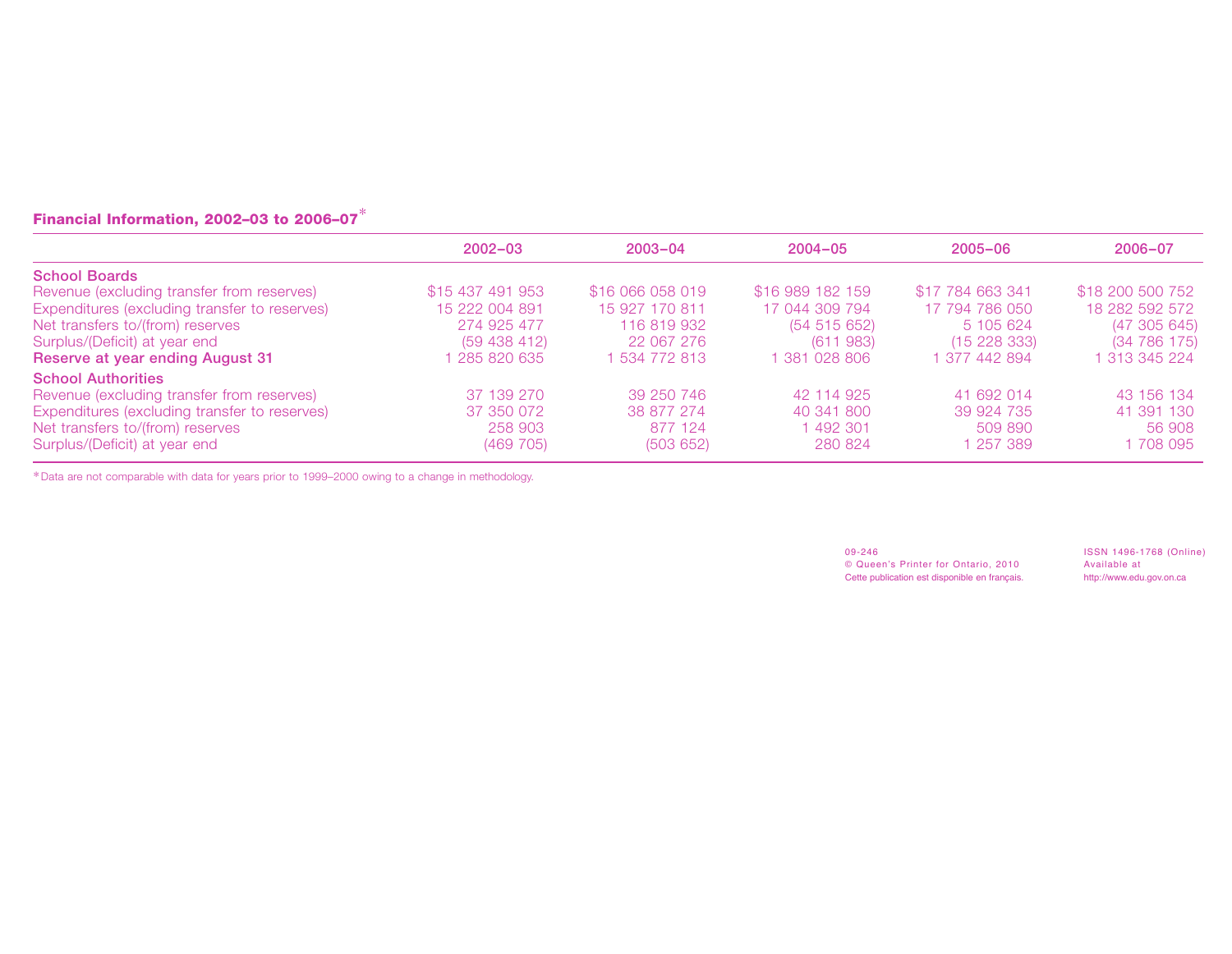### Financial Information, 2002–03 to 2006–07*

| | 2002–03 | 2003–04 | 2004–05 | 2005–06 | 2006–07 |
|---|---|---|---|---|---|
| **School Boards** | | | | | |
| Revenue (excluding transfer from reserves) | $15 437 491 953 | $16 066 058 019 | $16 989 182 159 | $17 784 663 341 | $18 200 500 752 |
| Expenditures (excluding transfer to reserves) | 15 222 004 891 | 15 927 170 811 | 17 044 309 794 | 17 794 786 050 | 18 282 592 572 |
| Net transfers to/(from) reserves | 274 925 477 | 116 819 932 | (54 515 652) | 5 105 624 | (47 305 645) |
| Surplus/(Deficit) at year end | (59 438 412) | 22 067 276 | (611 983) | (15 228 333) | (34 786 175) |
| **Reserve at year ending August 31** | 1 285 820 635 | 1 534 772 813 | 1 381 028 806 | 1 377 442 894 | 1 313 345 224 |
| **School Authorities** | | | | | |
| Revenue (excluding transfer from reserves) | 37 139 270 | 39 250 746 | 42 114 925 | 41 692 014 | 43 156 134 |
| Expenditures (excluding transfer to reserves) | 37 350 072 | 38 877 274 | 40 341 800 | 39 924 735 | 41 391 130 |
| Net transfers to/(from) reserves | 258 903 | 877 124 | 1 492 301 | 509 890 | 56 908 |
| Surplus/(Deficit) at year end | (469 705) | (503 652) | 280 824 | 1 257 389 | 1 708 095 |

*Data are not comparable with data for years prior to 1999–2000 owing to a change in methodology.

09-246
© Queen's Printer for Ontario, 2010
Cette publication est disponible en français.

ISSN 1496-1768 (Online)
Available at
http://www.edu.gov.on.ca